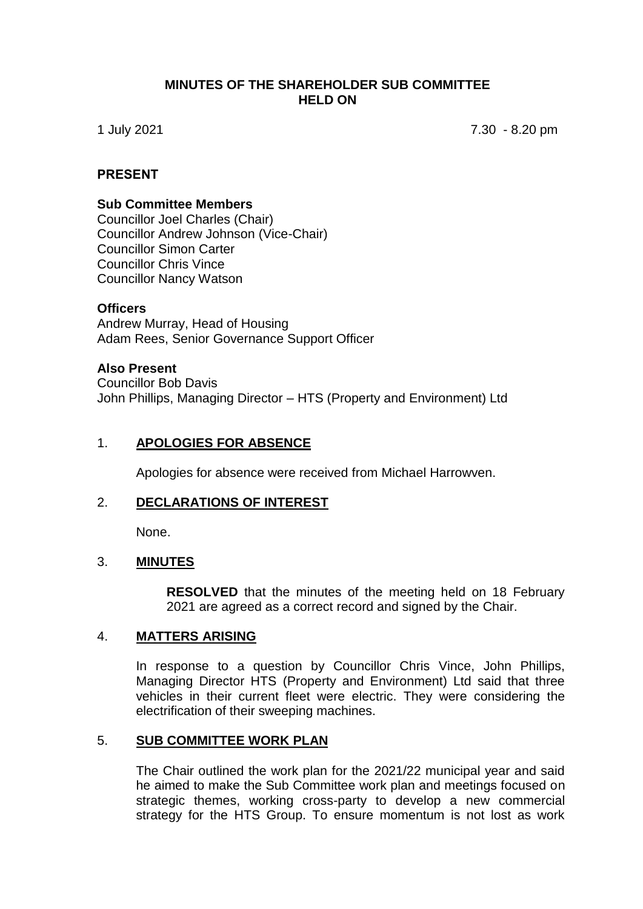# MINUTES OF THE SHAREHOLDER SUB COMMITTEE HELD ON

1 July 2021 7.30 - 8.20 pm

## PRESENT

**Sub Committee Members**
Councillor Joel Charles (Chair)
Councillor Andrew Johnson (Vice-Chair)
Councillor Simon Carter
Councillor Chris Vince
Councillor Nancy Watson

**Officers**
Andrew Murray, Head of Housing
Adam Rees, Senior Governance Support Officer

**Also Present**
Councillor Bob Davis
John Phillips, Managing Director – HTS (Property and Environment) Ltd

## 1. APOLOGIES FOR ABSENCE

Apologies for absence were received from Michael Harrowven.

## 2. DECLARATIONS OF INTEREST

None.

## 3. MINUTES

**RESOLVED** that the minutes of the meeting held on 18 February 2021 are agreed as a correct record and signed by the Chair.

## 4. MATTERS ARISING

In response to a question by Councillor Chris Vince, John Phillips, Managing Director HTS (Property and Environment) Ltd said that three vehicles in their current fleet were electric. They were considering the electrification of their sweeping machines.

## 5. SUB COMMITTEE WORK PLAN

The Chair outlined the work plan for the 2021/22 municipal year and said he aimed to make the Sub Committee work plan and meetings focused on strategic themes, working cross-party to develop a new commercial strategy for the HTS Group. To ensure momentum is not lost as work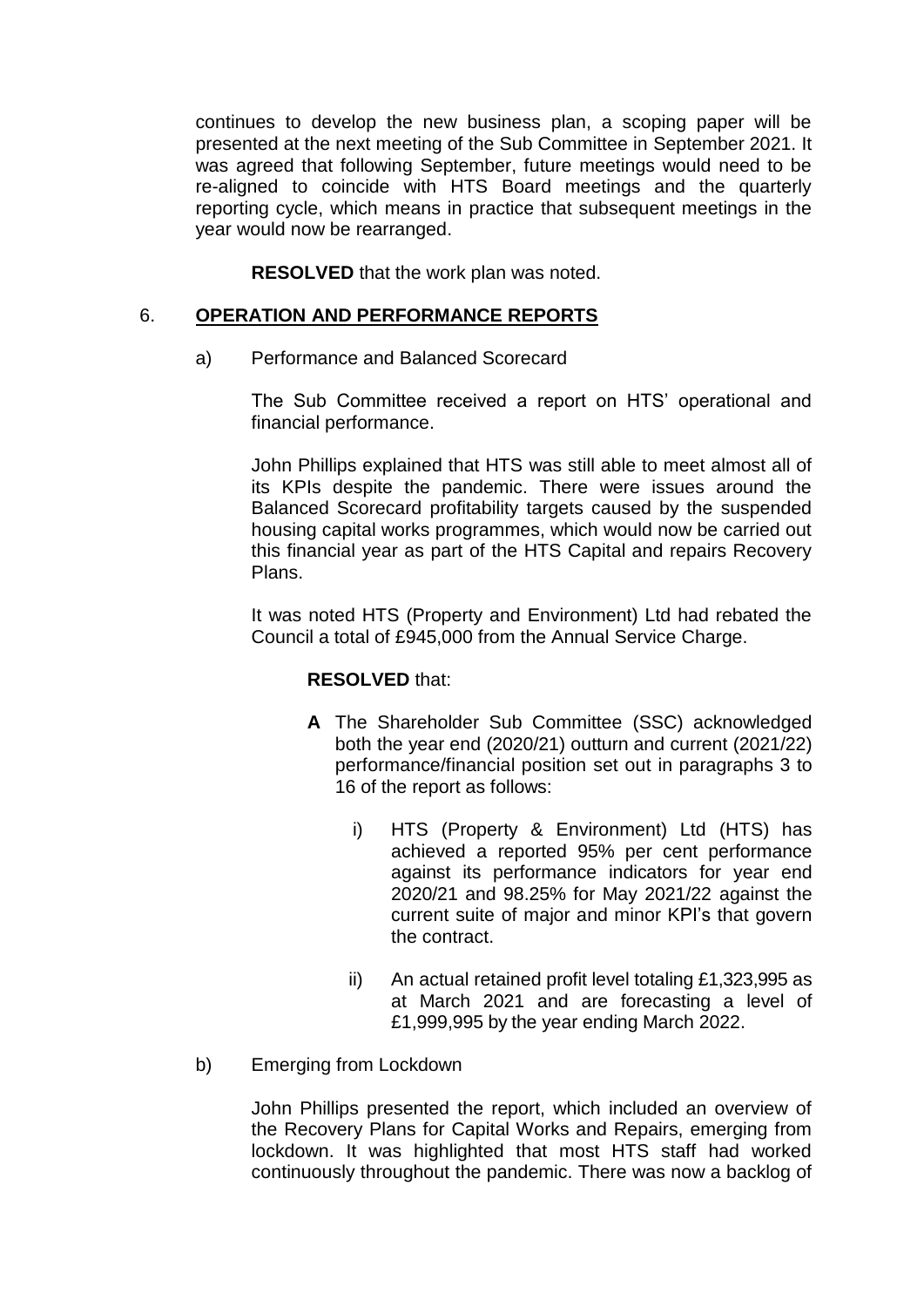continues to develop the new business plan, a scoping paper will be presented at the next meeting of the Sub Committee in September 2021. It was agreed that following September, future meetings would need to be re-aligned to coincide with HTS Board meetings and the quarterly reporting cycle, which means in practice that subsequent meetings in the year would now be rearranged.

**RESOLVED** that the work plan was noted.

6. **OPERATION AND PERFORMANCE REPORTS**

a) Performance and Balanced Scorecard

The Sub Committee received a report on HTS' operational and financial performance.

John Phillips explained that HTS was still able to meet almost all of its KPIs despite the pandemic. There were issues around the Balanced Scorecard profitability targets caused by the suspended housing capital works programmes, which would now be carried out this financial year as part of the HTS Capital and repairs Recovery Plans.

It was noted HTS (Property and Environment) Ltd had rebated the Council a total of £945,000 from the Annual Service Charge.

**RESOLVED** that:

**A** The Shareholder Sub Committee (SSC) acknowledged both the year end (2020/21) outturn and current (2021/22) performance/financial position set out in paragraphs 3 to 16 of the report as follows:

i) HTS (Property & Environment) Ltd (HTS) has achieved a reported 95% per cent performance against its performance indicators for year end 2020/21 and 98.25% for May 2021/22 against the current suite of major and minor KPI's that govern the contract.

ii) An actual retained profit level totaling £1,323,995 as at March 2021 and are forecasting a level of £1,999,995 by the year ending March 2022.

b) Emerging from Lockdown

John Phillips presented the report, which included an overview of the Recovery Plans for Capital Works and Repairs, emerging from lockdown. It was highlighted that most HTS staff had worked continuously throughout the pandemic. There was now a backlog of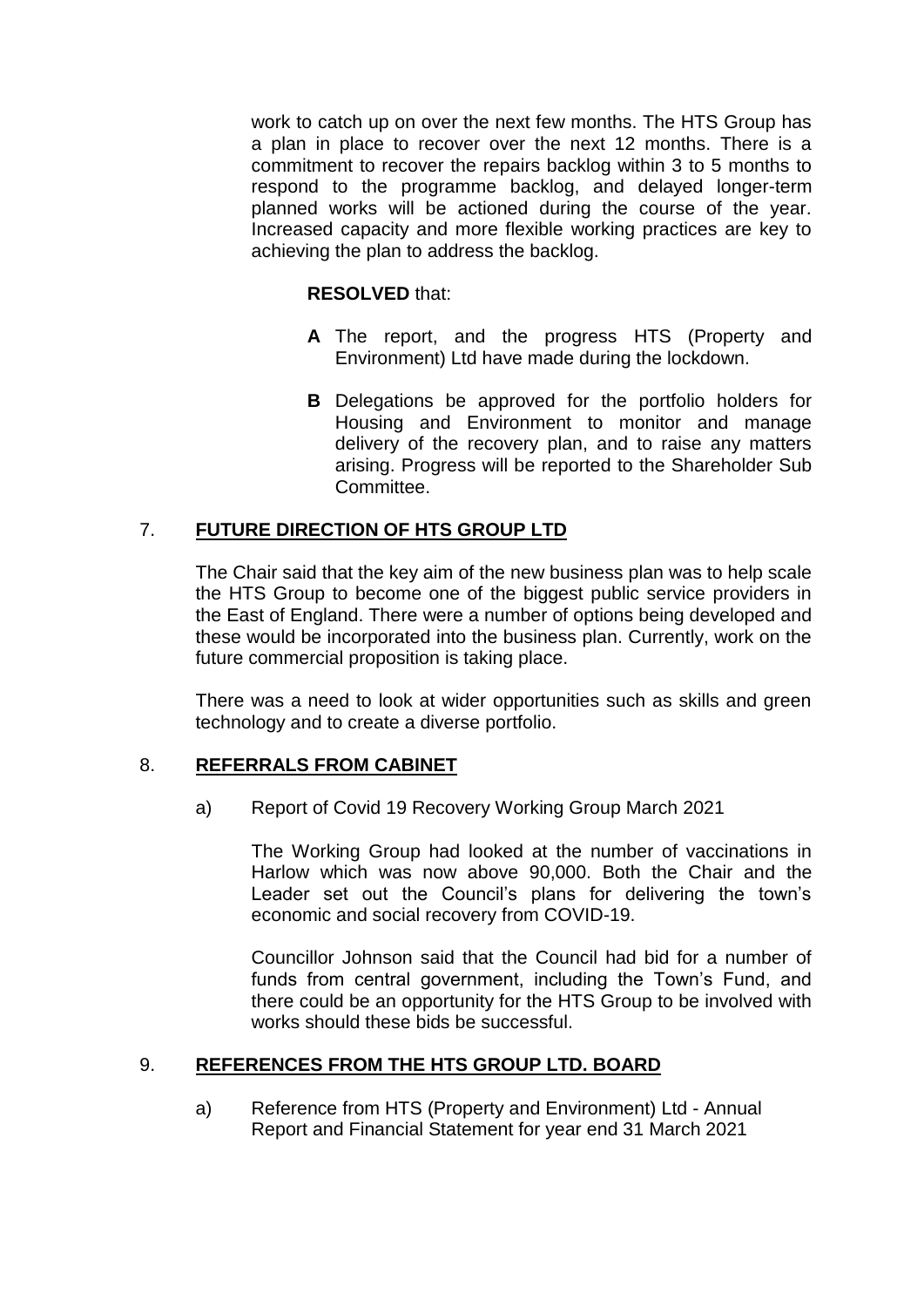work to catch up on over the next few months. The HTS Group has a plan in place to recover over the next 12 months. There is a commitment to recover the repairs backlog within 3 to 5 months to respond to the programme backlog, and delayed longer-term planned works will be actioned during the course of the year. Increased capacity and more flexible working practices are key to achieving the plan to address the backlog.

**RESOLVED** that:

**A** The report, and the progress HTS (Property and Environment) Ltd have made during the lockdown.

**B** Delegations be approved for the portfolio holders for Housing and Environment to monitor and manage delivery of the recovery plan, and to raise any matters arising. Progress will be reported to the Shareholder Sub Committee.

## 7. FUTURE DIRECTION OF HTS GROUP LTD

The Chair said that the key aim of the new business plan was to help scale the HTS Group to become one of the biggest public service providers in the East of England. There were a number of options being developed and these would be incorporated into the business plan. Currently, work on the future commercial proposition is taking place.

There was a need to look at wider opportunities such as skills and green technology and to create a diverse portfolio.

## 8. REFERRALS FROM CABINET

a) Report of Covid 19 Recovery Working Group March 2021

The Working Group had looked at the number of vaccinations in Harlow which was now above 90,000. Both the Chair and the Leader set out the Council's plans for delivering the town's economic and social recovery from COVID-19.

Councillor Johnson said that the Council had bid for a number of funds from central government, including the Town's Fund, and there could be an opportunity for the HTS Group to be involved with works should these bids be successful.

## 9. REFERENCES FROM THE HTS GROUP LTD. BOARD

a) Reference from HTS (Property and Environment) Ltd - Annual Report and Financial Statement for year end 31 March 2021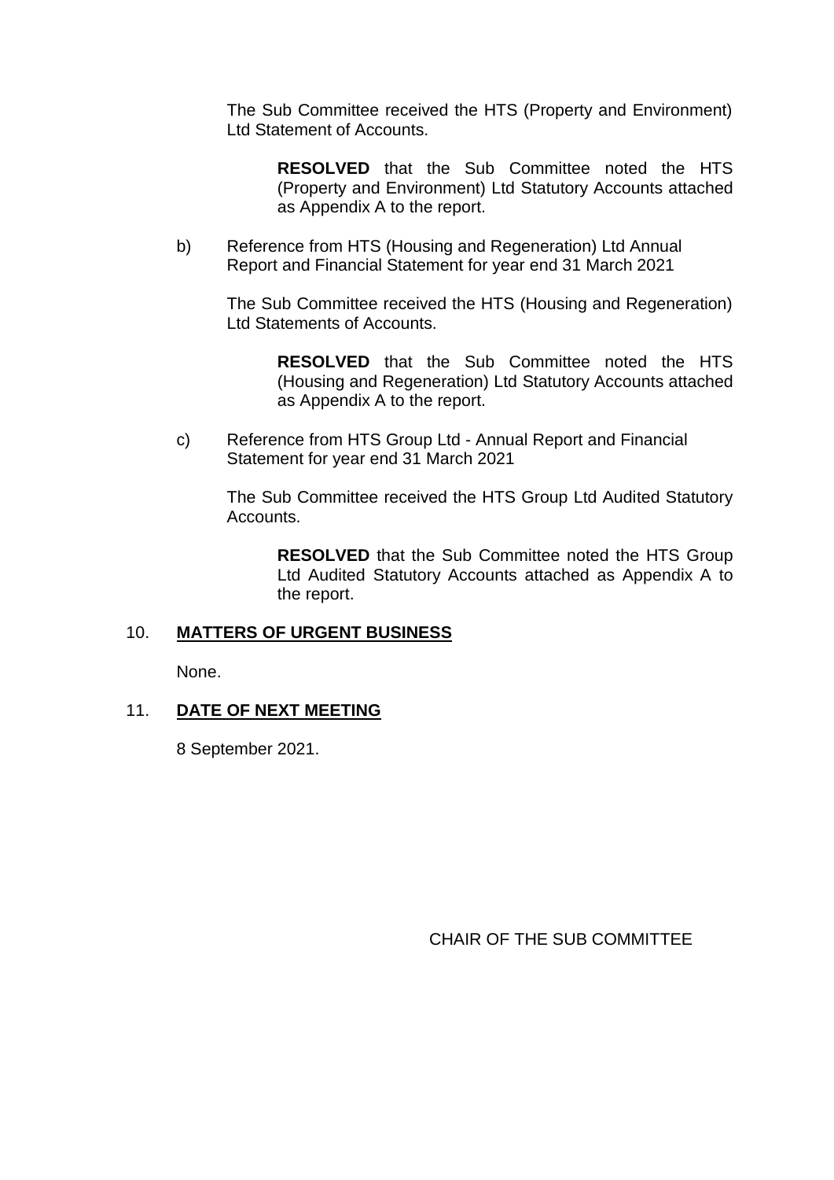The Sub Committee received the HTS (Property and Environment) Ltd Statement of Accounts.

> **RESOLVED** that the Sub Committee noted the HTS (Property and Environment) Ltd Statutory Accounts attached as Appendix A to the report.

b) Reference from HTS (Housing and Regeneration) Ltd Annual Report and Financial Statement for year end 31 March 2021

The Sub Committee received the HTS (Housing and Regeneration) Ltd Statements of Accounts.

> **RESOLVED** that the Sub Committee noted the HTS (Housing and Regeneration) Ltd Statutory Accounts attached as Appendix A to the report.

c) Reference from HTS Group Ltd - Annual Report and Financial Statement for year end 31 March 2021

The Sub Committee received the HTS Group Ltd Audited Statutory Accounts.

> **RESOLVED** that the Sub Committee noted the HTS Group Ltd Audited Statutory Accounts attached as Appendix A to the report.

## 10. **MATTERS OF URGENT BUSINESS**

None.

## 11. **DATE OF NEXT MEETING**

8 September 2021.

CHAIR OF THE SUB COMMITTEE